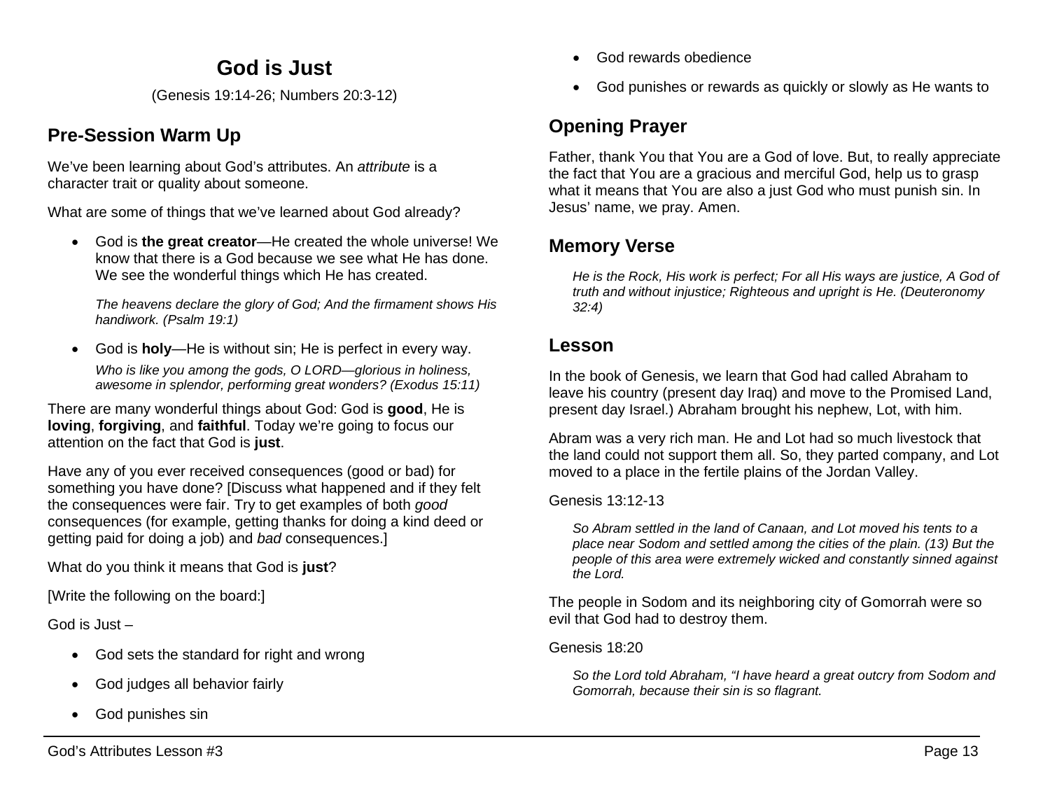# God is Just

(Genesis 19:14-26; Numbers 20:3-12)

## Pre-Session Warm Up

We've been learning about God's attributes. An *attribute* is a character trait or quality about someone.

What are some of things that we've learned about God already?

- God is **the great creator**—He created the whole universe! We know that there is a God because we see what He has done. We see the wonderful things which He has created.

  *The heavens declare the glory of God; And the firmament shows His handiwork. (Psalm 19:1)*

- God is **holy**—He is without sin; He is perfect in every way.

  *Who is like you among the gods, O LORD—glorious in holiness, awesome in splendor, performing great wonders? (Exodus 15:11)*

There are many wonderful things about God: God is **good**, He is **loving**, **forgiving**, and **faithful**. Today we're going to focus our attention on the fact that God is **just**.

Have any of you ever received consequences (good or bad) for something you have done? [Discuss what happened and if they felt the consequences were fair. Try to get examples of both *good* consequences (for example, getting thanks for doing a kind deed or getting paid for doing a job) and *bad* consequences.]

What do you think it means that God is **just**?

[Write the following on the board:]

God is Just –

- God sets the standard for right and wrong
- God judges all behavior fairly
- God punishes sin
- God rewards obedience
- God punishes or rewards as quickly or slowly as He wants to

## Opening Prayer

Father, thank You that You are a God of love. But, to really appreciate the fact that You are a gracious and merciful God, help us to grasp what it means that You are also a just God who must punish sin. In Jesus' name, we pray. Amen.

## Memory Verse

*He is the Rock, His work is perfect; For all His ways are justice, A God of truth and without injustice; Righteous and upright is He. (Deuteronomy 32:4)*

## Lesson

In the book of Genesis, we learn that God had called Abraham to leave his country (present day Iraq) and move to the Promised Land, present day Israel.) Abraham brought his nephew, Lot, with him.

Abram was a very rich man. He and Lot had so much livestock that the land could not support them all. So, they parted company, and Lot moved to a place in the fertile plains of the Jordan Valley.

Genesis 13:12-13

*So Abram settled in the land of Canaan, and Lot moved his tents to a place near Sodom and settled among the cities of the plain. (13) But the people of this area were extremely wicked and constantly sinned against the Lord.*

The people in Sodom and its neighboring city of Gomorrah were so evil that God had to destroy them.

Genesis 18:20

*So the Lord told Abraham, "I have heard a great outcry from Sodom and Gomorrah, because their sin is so flagrant.*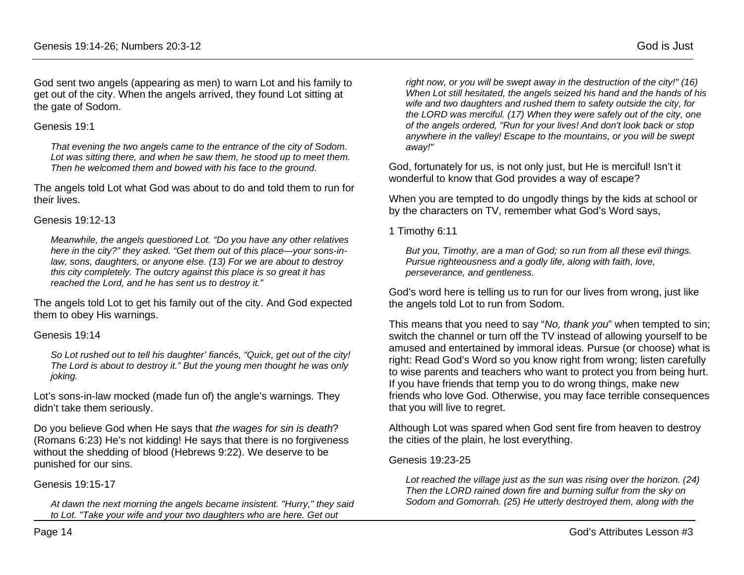God sent two angels (appearing as men) to warn Lot and his family to get out of the city. When the angels arrived, they found Lot sitting at the gate of Sodom.

Genesis 19:1

> *That evening the two angels came to the entrance of the city of Sodom. Lot was sitting there, and when he saw them, he stood up to meet them. Then he welcomed them and bowed with his face to the ground.*

The angels told Lot what God was about to do and told them to run for their lives.

Genesis 19:12-13

> *Meanwhile, the angels questioned Lot. "Do you have any other relatives here in the city?" they asked. "Get them out of this place—your sons-in-law, sons, daughters, or anyone else. (13) For we are about to destroy this city completely. The outcry against this place is so great it has reached the Lord, and he has sent us to destroy it."*

The angels told Lot to get his family out of the city. And God expected them to obey His warnings.

Genesis 19:14

> *So Lot rushed out to tell his daughter' fiancés, "Quick, get out of the city! The Lord is about to destroy it." But the young men thought he was only joking.*

Lot's sons-in-law mocked (made fun of) the angle's warnings. They didn't take them seriously.

Do you believe God when He says that *the wages for sin is death*? (Romans 6:23) He's not kidding! He says that there is no forgiveness without the shedding of blood (Hebrews 9:22). We deserve to be punished for our sins.

Genesis 19:15-17

> *At dawn the next morning the angels became insistent. "Hurry," they said to Lot. "Take your wife and your two daughters who are here. Get out right now, or you will be swept away in the destruction of the city!" (16) When Lot still hesitated, the angels seized his hand and the hands of his wife and two daughters and rushed them to safety outside the city, for the LORD was merciful. (17) When they were safely out of the city, one of the angels ordered, "Run for your lives! And don't look back or stop anywhere in the valley! Escape to the mountains, or you will be swept away!"*

God, fortunately for us, is not only just, but He is merciful! Isn't it wonderful to know that God provides a way of escape?

When you are tempted to do ungodly things by the kids at school or by the characters on TV, remember what God's Word says,

1 Timothy 6:11

> *But you, Timothy, are a man of God; so run from all these evil things. Pursue righteousness and a godly life, along with faith, love, perseverance, and gentleness.*

God's word here is telling us to run for our lives from wrong, just like the angels told Lot to run from Sodom.

This means that you need to say "*No, thank you*" when tempted to sin; switch the channel or turn off the TV instead of allowing yourself to be amused and entertained by immoral ideas. Pursue (or choose) what is right: Read God's Word so you know right from wrong; listen carefully to wise parents and teachers who want to protect you from being hurt. If you have friends that temp you to do wrong things, make new friends who love God. Otherwise, you may face terrible consequences that you will live to regret.

Although Lot was spared when God sent fire from heaven to destroy the cities of the plain, he lost everything.

Genesis 19:23-25

> *Lot reached the village just as the sun was rising over the horizon. (24) Then the LORD rained down fire and burning sulfur from the sky on Sodom and Gomorrah. (25) He utterly destroyed them, along with the*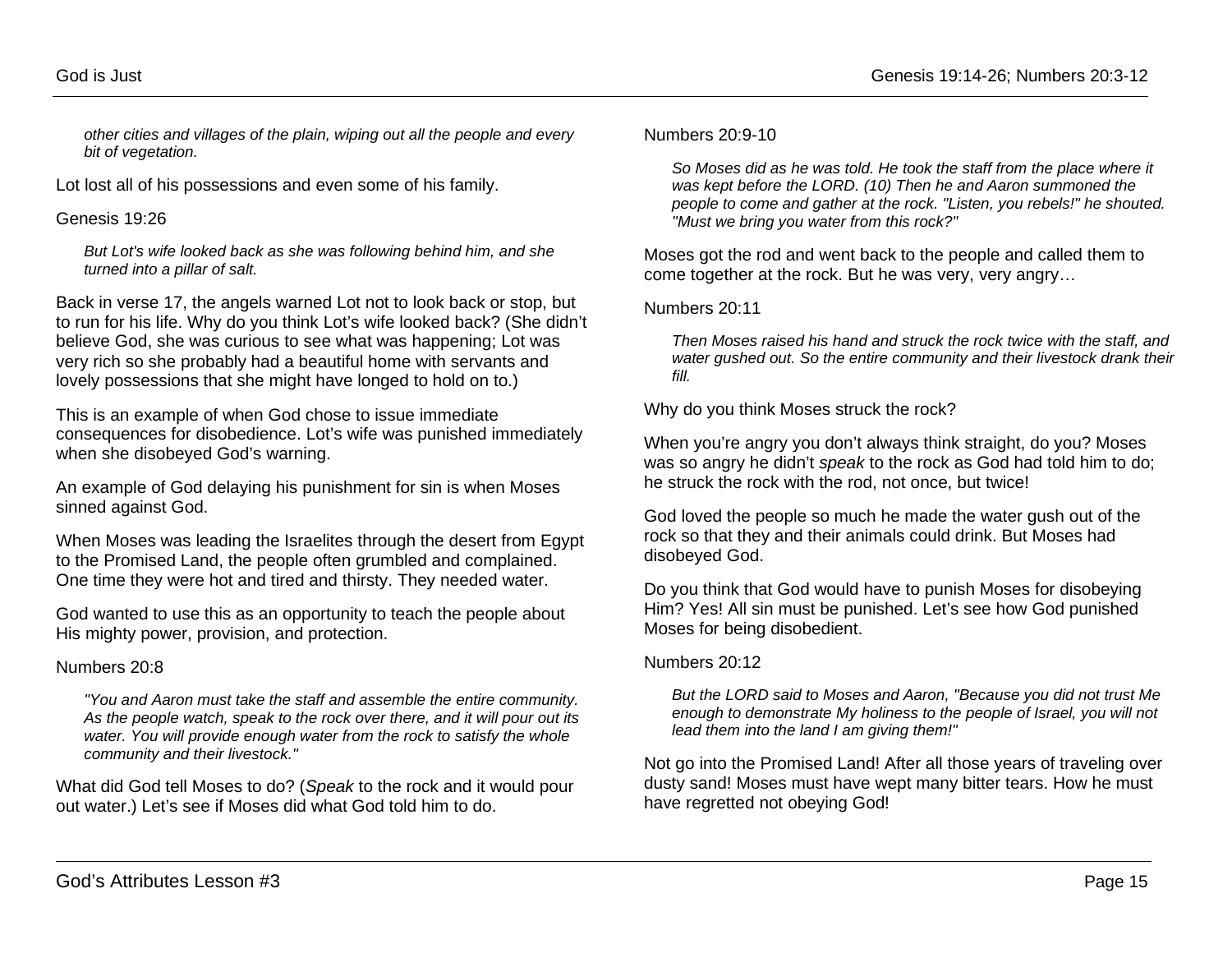> *other cities and villages of the plain, wiping out all the people and every bit of vegetation.*

Lot lost all of his possessions and even some of his family.

Genesis 19:26

> *But Lot's wife looked back as she was following behind him, and she turned into a pillar of salt.*

Back in verse 17, the angels warned Lot not to look back or stop, but to run for his life. Why do you think Lot's wife looked back? (She didn't believe God, she was curious to see what was happening; Lot was very rich so she probably had a beautiful home with servants and lovely possessions that she might have longed to hold on to.)

This is an example of when God chose to issue immediate consequences for disobedience. Lot's wife was punished immediately when she disobeyed God's warning.

An example of God delaying his punishment for sin is when Moses sinned against God.

When Moses was leading the Israelites through the desert from Egypt to the Promised Land, the people often grumbled and complained. One time they were hot and tired and thirsty. They needed water.

God wanted to use this as an opportunity to teach the people about His mighty power, provision, and protection.

Numbers 20:8

> *"You and Aaron must take the staff and assemble the entire community. As the people watch, speak to the rock over there, and it will pour out its water. You will provide enough water from the rock to satisfy the whole community and their livestock."*

What did God tell Moses to do? (*Speak* to the rock and it would pour out water.) Let's see if Moses did what God told him to do.

Numbers 20:9-10

> *So Moses did as he was told. He took the staff from the place where it was kept before the LORD. (10) Then he and Aaron summoned the people to come and gather at the rock. "Listen, you rebels!" he shouted. "Must we bring you water from this rock?"*

Moses got the rod and went back to the people and called them to come together at the rock. But he was very, very angry…

Numbers 20:11

> *Then Moses raised his hand and struck the rock twice with the staff, and water gushed out. So the entire community and their livestock drank their fill.*

Why do you think Moses struck the rock?

When you're angry you don't always think straight, do you? Moses was so angry he didn't *speak* to the rock as God had told him to do; he struck the rock with the rod, not once, but twice!

God loved the people so much he made the water gush out of the rock so that they and their animals could drink. But Moses had disobeyed God.

Do you think that God would have to punish Moses for disobeying Him? Yes! All sin must be punished. Let's see how God punished Moses for being disobedient.

Numbers 20:12

> *But the LORD said to Moses and Aaron, "Because you did not trust Me enough to demonstrate My holiness to the people of Israel, you will not lead them into the land I am giving them!"*

Not go into the Promised Land! After all those years of traveling over dusty sand! Moses must have wept many bitter tears. How he must have regretted not obeying God!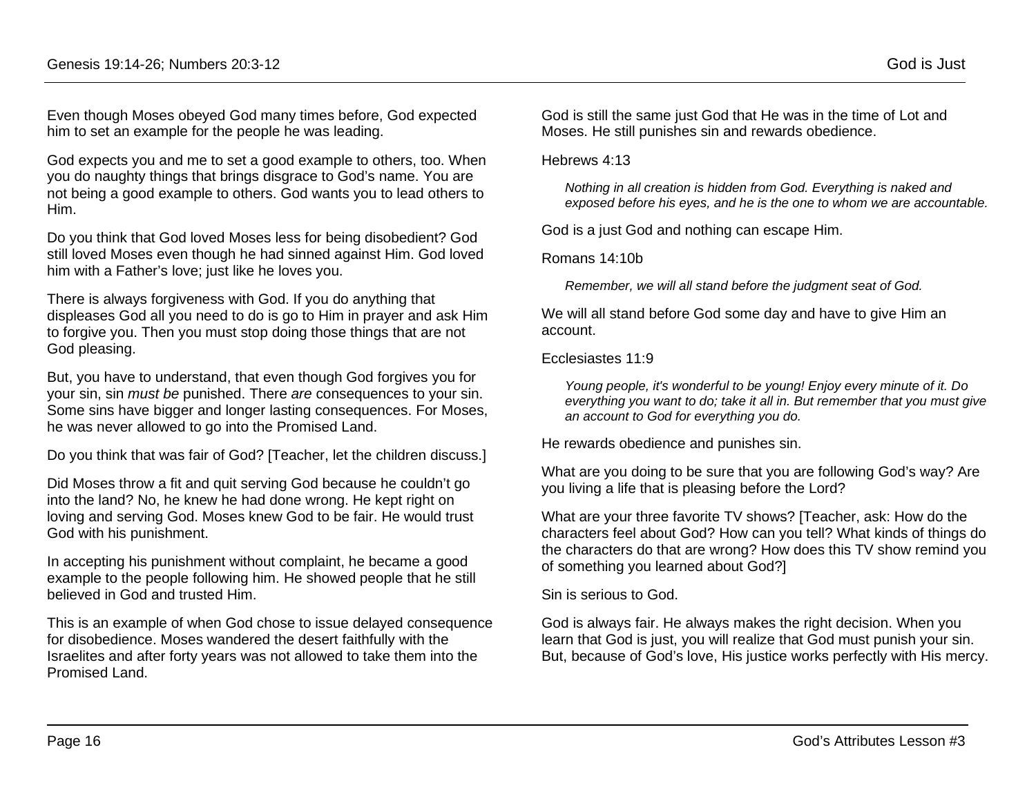Even though Moses obeyed God many times before, God expected him to set an example for the people he was leading.

God expects you and me to set a good example to others, too. When you do naughty things that brings disgrace to God's name. You are not being a good example to others. God wants you to lead others to Him.

Do you think that God loved Moses less for being disobedient? God still loved Moses even though he had sinned against Him. God loved him with a Father's love; just like he loves you.

There is always forgiveness with God. If you do anything that displeases God all you need to do is go to Him in prayer and ask Him to forgive you. Then you must stop doing those things that are not God pleasing.

But, you have to understand, that even though God forgives you for your sin, sin *must be* punished. There *are* consequences to your sin. Some sins have bigger and longer lasting consequences. For Moses, he was never allowed to go into the Promised Land.

Do you think that was fair of God? [Teacher, let the children discuss.]

Did Moses throw a fit and quit serving God because he couldn't go into the land? No, he knew he had done wrong. He kept right on loving and serving God. Moses knew God to be fair. He would trust God with his punishment.

In accepting his punishment without complaint, he became a good example to the people following him. He showed people that he still believed in God and trusted Him.

This is an example of when God chose to issue delayed consequence for disobedience. Moses wandered the desert faithfully with the Israelites and after forty years was not allowed to take them into the Promised Land.

God is still the same just God that He was in the time of Lot and Moses. He still punishes sin and rewards obedience.

Hebrews 4:13

> *Nothing in all creation is hidden from God. Everything is naked and exposed before his eyes, and he is the one to whom we are accountable.*

God is a just God and nothing can escape Him.

Romans 14:10b

> *Remember, we will all stand before the judgment seat of God.*

We will all stand before God some day and have to give Him an account.

Ecclesiastes 11:9

> *Young people, it's wonderful to be young! Enjoy every minute of it. Do everything you want to do; take it all in. But remember that you must give an account to God for everything you do.*

He rewards obedience and punishes sin.

What are you doing to be sure that you are following God's way? Are you living a life that is pleasing before the Lord?

What are your three favorite TV shows? [Teacher, ask: How do the characters feel about God? How can you tell? What kinds of things do the characters do that are wrong? How does this TV show remind you of something you learned about God?]

Sin is serious to God.

God is always fair. He always makes the right decision. When you learn that God is just, you will realize that God must punish your sin. But, because of God's love, His justice works perfectly with His mercy.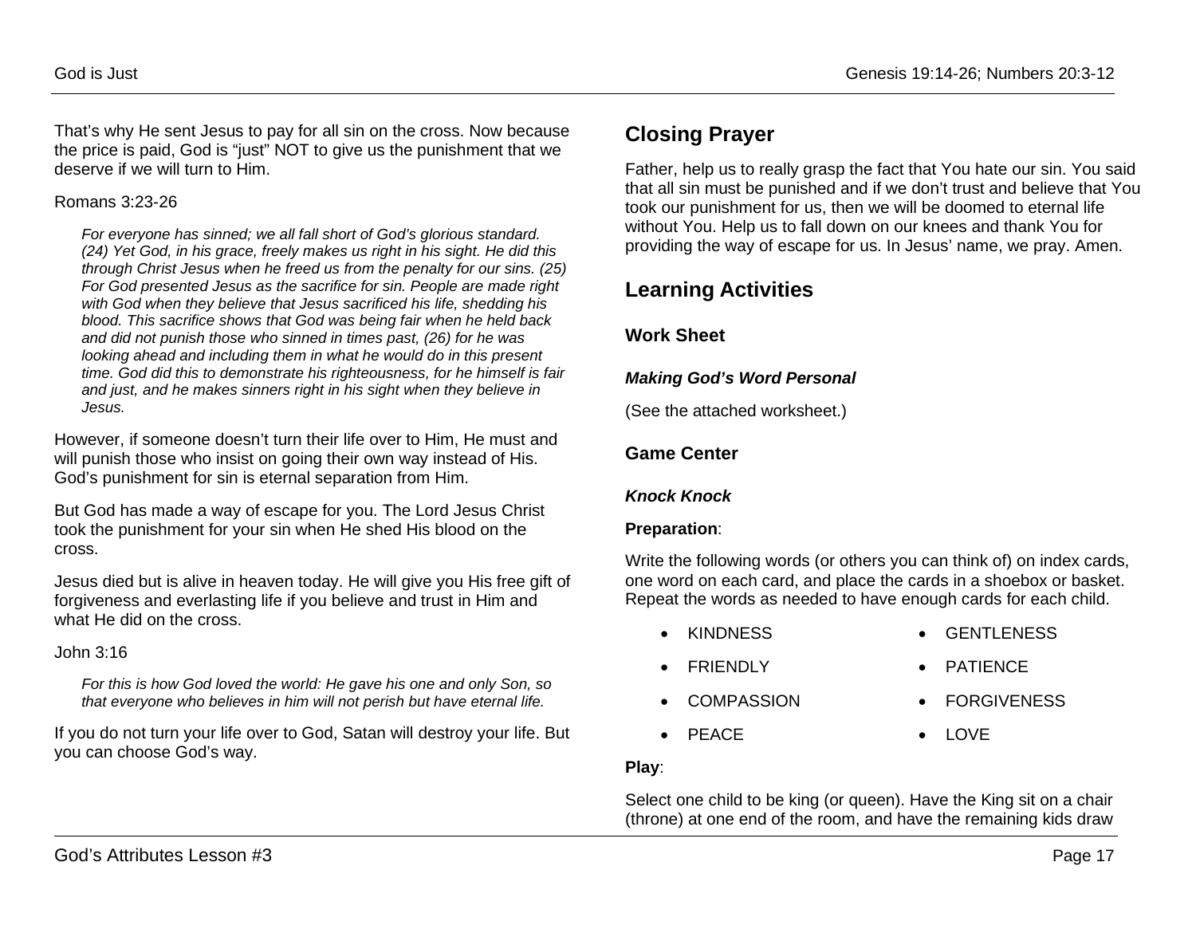That's why He sent Jesus to pay for all sin on the cross. Now because the price is paid, God is "just" NOT to give us the punishment that we deserve if we will turn to Him.

Romans 3:23-26

> *For everyone has sinned; we all fall short of God's glorious standard. (24) Yet God, in his grace, freely makes us right in his sight. He did this through Christ Jesus when he freed us from the penalty for our sins. (25) For God presented Jesus as the sacrifice for sin. People are made right with God when they believe that Jesus sacrificed his life, shedding his blood. This sacrifice shows that God was being fair when he held back and did not punish those who sinned in times past, (26) for he was looking ahead and including them in what he would do in this present time. God did this to demonstrate his righteousness, for he himself is fair and just, and he makes sinners right in his sight when they believe in Jesus.*

However, if someone doesn't turn their life over to Him, He must and will punish those who insist on going their own way instead of His. God's punishment for sin is eternal separation from Him.

But God has made a way of escape for you. The Lord Jesus Christ took the punishment for your sin when He shed His blood on the cross.

Jesus died but is alive in heaven today. He will give you His free gift of forgiveness and everlasting life if you believe and trust in Him and what He did on the cross.

John 3:16

> *For this is how God loved the world: He gave his one and only Son, so that everyone who believes in him will not perish but have eternal life.*

If you do not turn your life over to God, Satan will destroy your life. But you can choose God's way.

## Closing Prayer

Father, help us to really grasp the fact that You hate our sin. You said that all sin must be punished and if we don't trust and believe that You took our punishment for us, then we will be doomed to eternal life without You. Help us to fall down on our knees and thank You for providing the way of escape for us. In Jesus' name, we pray. Amen.

## Learning Activities

### Work Sheet

#### *Making God's Word Personal*

(See the attached worksheet.)

### Game Center

#### *Knock Knock*

**Preparation**:

Write the following words (or others you can think of) on index cards, one word on each card, and place the cards in a shoebox or basket. Repeat the words as needed to have enough cards for each child.

- KINDNESS
- FRIENDLY
- COMPASSION
- PEACE
- GENTLENESS
- PATIENCE
- FORGIVENESS
- LOVE

**Play**:

Select one child to be king (or queen). Have the King sit on a chair (throne) at one end of the room, and have the remaining kids draw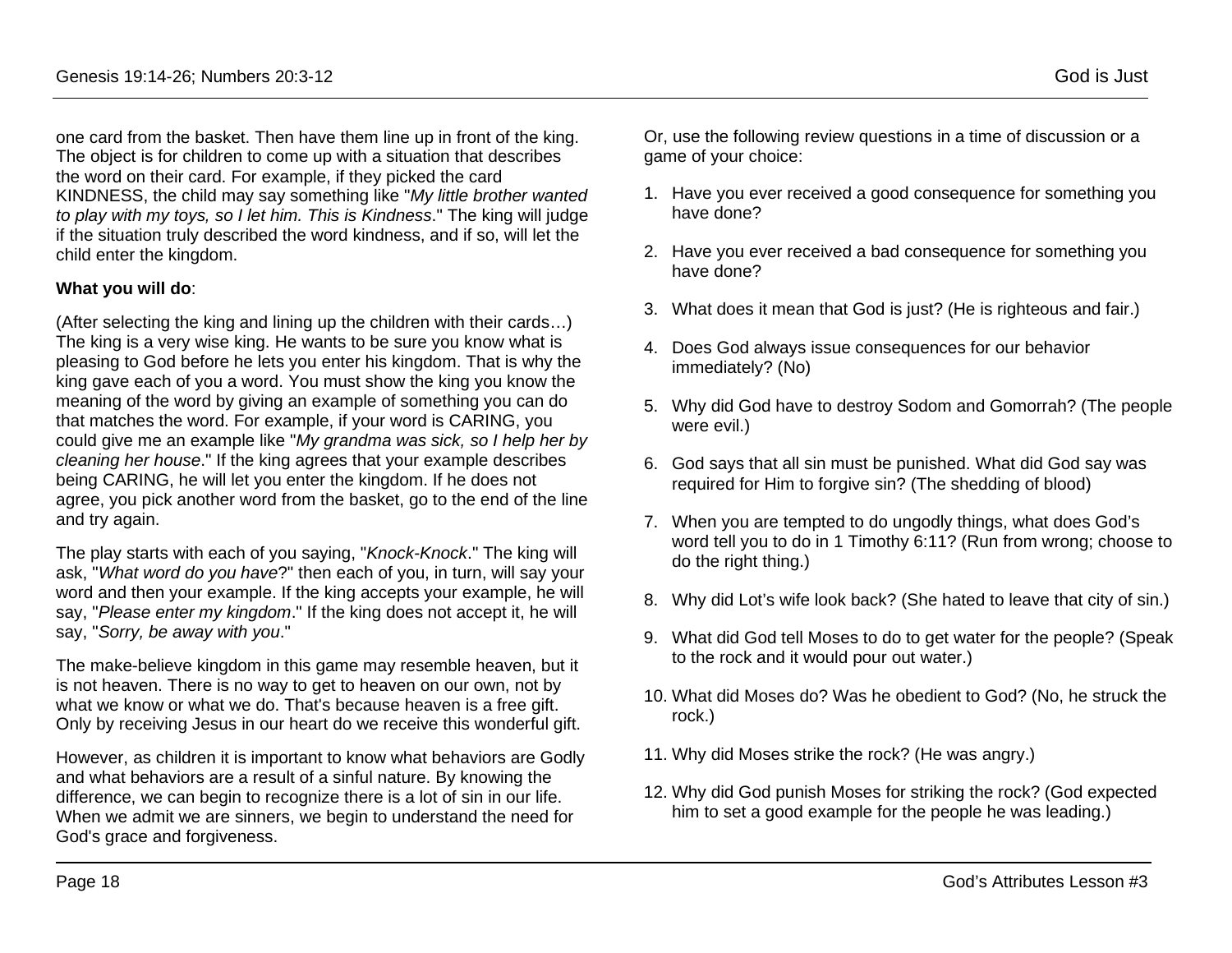one card from the basket. Then have them line up in front of the king. The object is for children to come up with a situation that describes the word on their card. For example, if they picked the card KINDNESS, the child may say something like "*My little brother wanted to play with my toys, so I let him. This is Kindness*." The king will judge if the situation truly described the word kindness, and if so, will let the child enter the kingdom.

**What you will do**:

(After selecting the king and lining up the children with their cards…) The king is a very wise king. He wants to be sure you know what is pleasing to God before he lets you enter his kingdom. That is why the king gave each of you a word. You must show the king you know the meaning of the word by giving an example of something you can do that matches the word. For example, if your word is CARING, you could give me an example like "*My grandma was sick, so I help her by cleaning her house*." If the king agrees that your example describes being CARING, he will let you enter the kingdom. If he does not agree, you pick another word from the basket, go to the end of the line and try again.

The play starts with each of you saying, "*Knock-Knock*." The king will ask, "*What word do you have*?" then each of you, in turn, will say your word and then your example. If the king accepts your example, he will say, "*Please enter my kingdom*." If the king does not accept it, he will say, "*Sorry, be away with you*."

The make-believe kingdom in this game may resemble heaven, but it is not heaven. There is no way to get to heaven on our own, not by what we know or what we do. That's because heaven is a free gift. Only by receiving Jesus in our heart do we receive this wonderful gift.

However, as children it is important to know what behaviors are Godly and what behaviors are a result of a sinful nature. By knowing the difference, we can begin to recognize there is a lot of sin in our life. When we admit we are sinners, we begin to understand the need for God's grace and forgiveness.

Or, use the following review questions in a time of discussion or a game of your choice:

1. Have you ever received a good consequence for something you have done?
2. Have you ever received a bad consequence for something you have done?
3. What does it mean that God is just? (He is righteous and fair.)
4. Does God always issue consequences for our behavior immediately? (No)
5. Why did God have to destroy Sodom and Gomorrah? (The people were evil.)
6. God says that all sin must be punished. What did God say was required for Him to forgive sin? (The shedding of blood)
7. When you are tempted to do ungodly things, what does God's word tell you to do in 1 Timothy 6:11? (Run from wrong; choose to do the right thing.)
8. Why did Lot's wife look back? (She hated to leave that city of sin.)
9. What did God tell Moses to do to get water for the people? (Speak to the rock and it would pour out water.)
10. What did Moses do? Was he obedient to God? (No, he struck the rock.)
11. Why did Moses strike the rock? (He was angry.)
12. Why did God punish Moses for striking the rock? (God expected him to set a good example for the people he was leading.)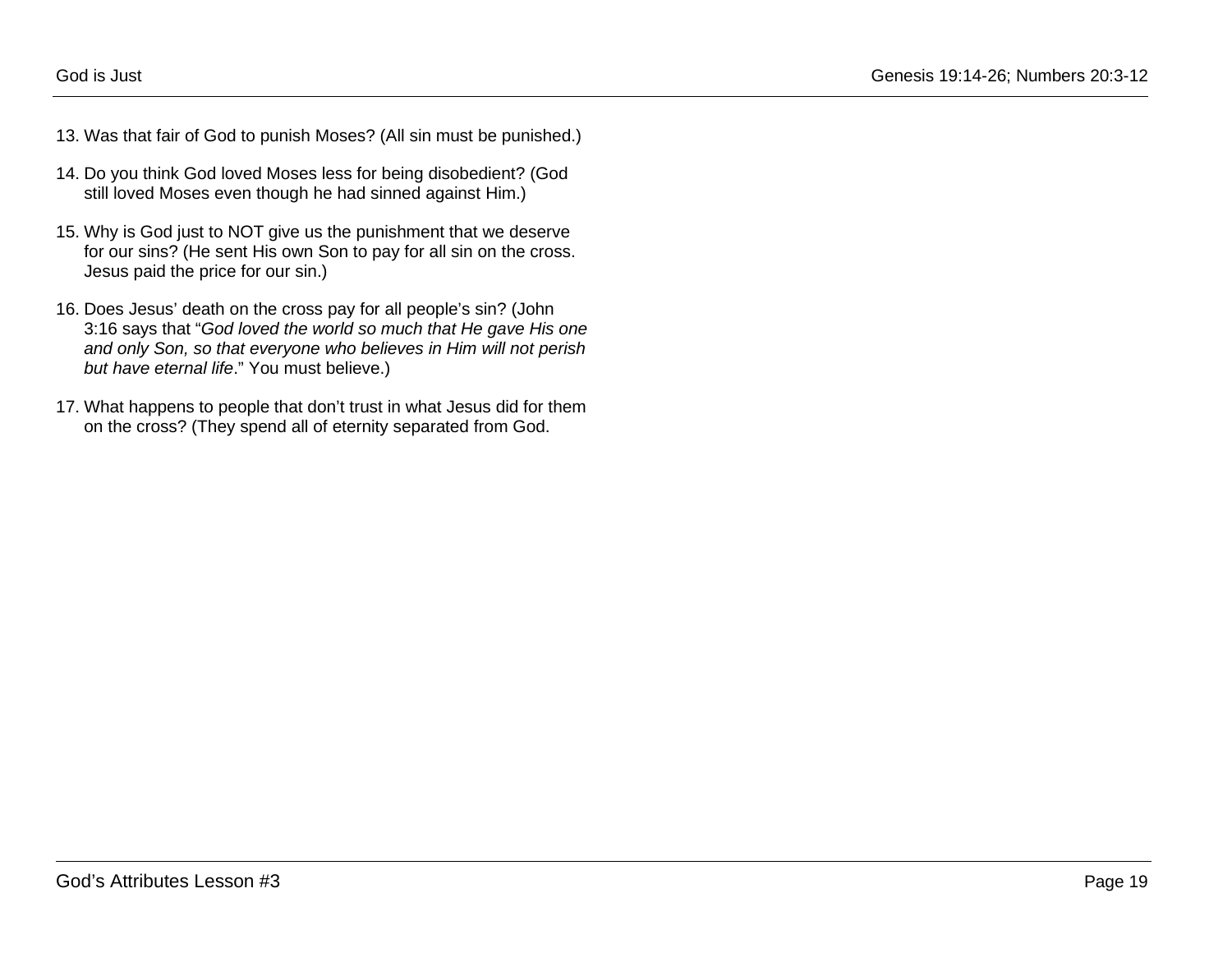13. Was that fair of God to punish Moses? (All sin must be punished.)

14. Do you think God loved Moses less for being disobedient? (God still loved Moses even though he had sinned against Him.)

15. Why is God just to NOT give us the punishment that we deserve for our sins? (He sent His own Son to pay for all sin on the cross. Jesus paid the price for our sin.)

16. Does Jesus' death on the cross pay for all people's sin? (John 3:16 says that "*God loved the world so much that He gave His one and only Son, so that everyone who believes in Him will not perish but have eternal life*." You must believe.)

17. What happens to people that don't trust in what Jesus did for them on the cross? (They spend all of eternity separated from God.